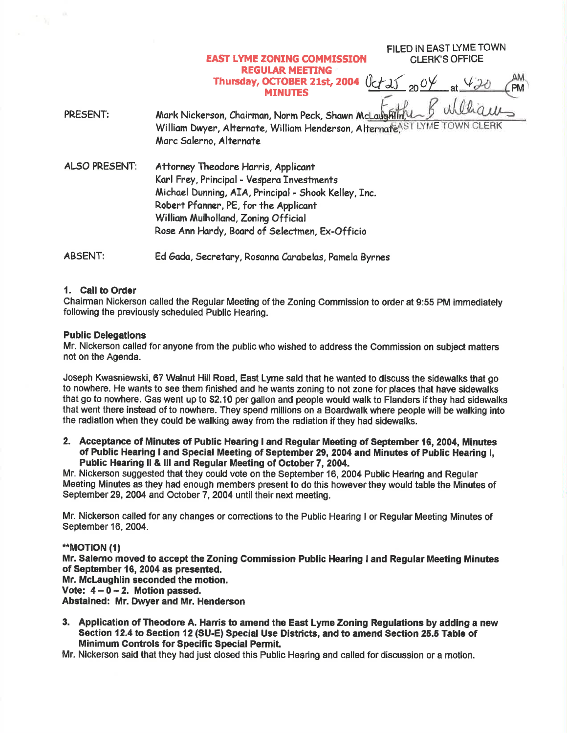FILED IN EAST LYME TOWN CLERK'S OFFICE

Oct 25 2004 at 4:20 PM

Esther B. Williams
EAST LYME TOWN CLERK

# EAST LYME ZONING COMMISSION
## REGULAR MEETING
## Thursday, OCTOBER 21st, 2004
## MINUTES

PRESENT: Mark Nickerson, Chairman, Norm Peck, Shawn McLaughlin, William Dwyer, Alternate, William Henderson, Alternate, Marc Salerno, Alternate

ALSO PRESENT: Attorney Theodore Harris, Applicant
Karl Frey, Principal - Vespera Investments
Michael Dunning, AIA, Principal - Shook Kelley, Inc.
Robert Pfanner, PE, for the Applicant
William Mulholland, Zoning Official
Rose Ann Hardy, Board of Selectmen, Ex-Officio

ABSENT: Ed Gada, Secretary, Rosanna Carabelas, Pamela Byrnes

**1. Call to Order**

Chairman Nickerson called the Regular Meeting of the Zoning Commission to order at 9:55 PM immediately following the previously scheduled Public Hearing.

**Public Delegations**

Mr. Nickerson called for anyone from the public who wished to address the Commission on subject matters not on the Agenda.

Joseph Kwasniewski, 67 Walnut Hill Road, East Lyme said that he wanted to discuss the sidewalks that go to nowhere. He wants to see them finished and he wants zoning to not zone for places that have sidewalks that go to nowhere. Gas went up to $2.10 per gallon and people would walk to Flanders if they had sidewalks that went there instead of to nowhere. They spend millions on a Boardwalk where people will be walking into the radiation when they could be walking away from the radiation if they had sidewalks.

**2. Acceptance of Minutes of Public Hearing I and Regular Meeting of September 16, 2004, Minutes of Public Hearing I and Special Meeting of September 29, 2004 and Minutes of Public Hearing I, Public Hearing II & III and Regular Meeting of October 7, 2004.**

Mr. Nickerson suggested that they could vote on the September 16, 2004 Public Hearing and Regular Meeting Minutes as they had enough members present to do this however they would table the Minutes of September 29, 2004 and October 7, 2004 until their next meeting.

Mr. Nickerson called for any changes or corrections to the Public Hearing I or Regular Meeting Minutes of September 16, 2004.

****MOTION (1)**
**Mr. Salerno moved to accept the Zoning Commission Public Hearing I and Regular Meeting Minutes of September 16, 2004 as presented.**
**Mr. McLaughlin seconded the motion.**
**Vote: 4 – 0 – 2. Motion passed.**
**Abstained: Mr. Dwyer and Mr. Henderson**

**3. Application of Theodore A. Harris to amend the East Lyme Zoning Regulations by adding a new Section 12.4 to Section 12 (SU-E) Special Use Districts, and to amend Section 25.5 Table of Minimum Controls for Specific Special Permit.**

Mr. Nickerson said that they had just closed this Public Hearing and called for discussion or a motion.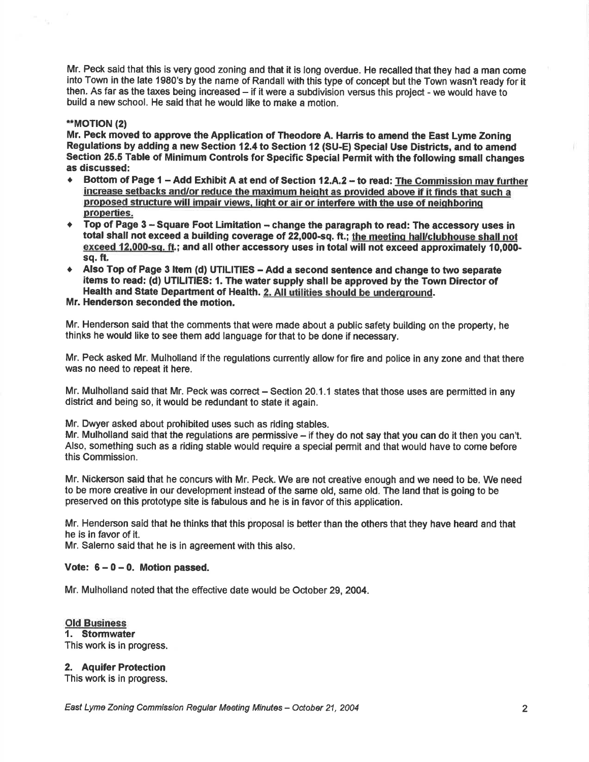Mr. Peck said that this is very good zoning and that it is long overdue. He recalled that they had a man come into Town in the late 1980's by the name of Randall with this type of concept but the Town wasn't ready for it then. As far as the taxes being increased – if it were a subdivision versus this project - we would have to build a new school. He said that he would like to make a motion.

****MOTION (2)**

**Mr. Peck moved to approve the Application of Theodore A. Harris to amend the East Lyme Zoning Regulations by adding a new Section 12.4 to Section 12 (SU-E) Special Use Districts, and to amend Section 25.5 Table of Minimum Controls for Specific Special Permit with the following small changes as discussed:**

- **Bottom of Page 1 – Add Exhibit A at end of Section 12.A.2 – to read: <u>The Commission may further increase setbacks and/or reduce the maximum height as provided above if it finds that such a proposed structure will impair views, light or air or interfere with the use of neighboring properties.</u>**
- **Top of Page 3 – Square Foot Limitation – change the paragraph to read: The accessory uses in total shall not exceed a building coverage of 22,000-sq. ft.; <u>the meeting hall/clubhouse shall not exceed 12,000-sq. ft.</u>; and all other accessory uses in total will not exceed approximately 10,000-sq. ft.**
- **Also Top of Page 3 Item (d) UTILITIES – Add a second sentence and change to two separate items to read: (d) UTILITIES: 1. The water supply shall be approved by the Town Director of Health and State Department of Health. <u>2. All utilities should be underground</u>.**

**Mr. Henderson seconded the motion.**

Mr. Henderson said that the comments that were made about a public safety building on the property, he thinks he would like to see them add language for that to be done if necessary.

Mr. Peck asked Mr. Mulholland if the regulations currently allow for fire and police in any zone and that there was no need to repeat it here.

Mr. Mulholland said that Mr. Peck was correct – Section 20.1.1 states that those uses are permitted in any district and being so, it would be redundant to state it again.

Mr. Dwyer asked about prohibited uses such as riding stables.
Mr. Mulholland said that the regulations are permissive – if they do not say that you can do it then you can't. Also, something such as a riding stable would require a special permit and that would have to come before this Commission.

Mr. Nickerson said that he concurs with Mr. Peck. We are not creative enough and we need to be. We need to be more creative in our development instead of the same old, same old. The land that is going to be preserved on this prototype site is fabulous and he is in favor of this application.

Mr. Henderson said that he thinks that this proposal is better than the others that they have heard and that he is in favor of it.
Mr. Salerno said that he is in agreement with this also.

**Vote: 6 – 0 – 0. Motion passed.**

Mr. Mulholland noted that the effective date would be October 29, 2004.

<u>**Old Business**</u>

**1. Stormwater**
This work is in progress.

**2. Aquifer Protection**
This work is in progress.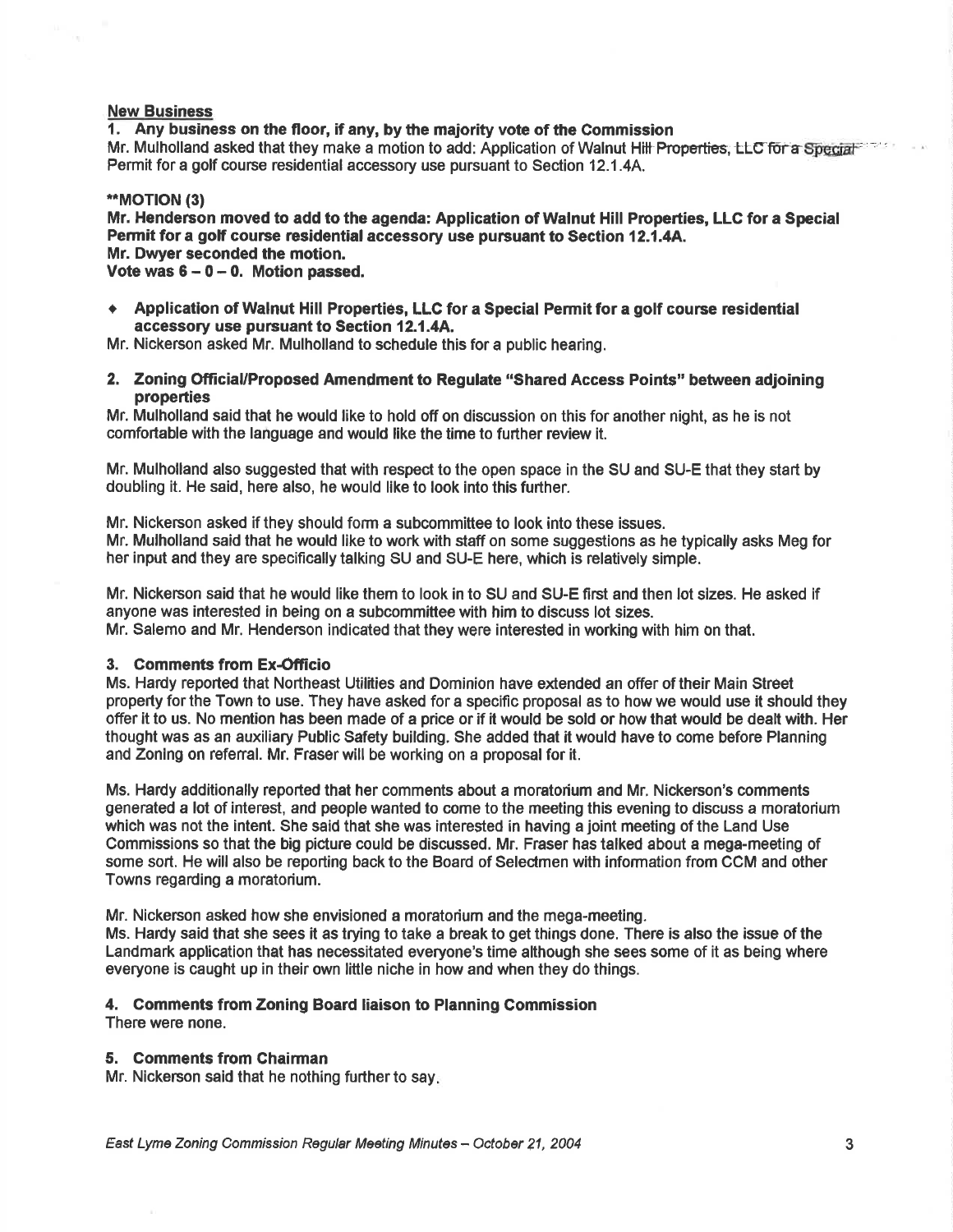**New Business**

**1. Any business on the floor, if any, by the majority vote of the Commission**

Mr. Mulholland asked that they make a motion to add: Application of Walnut Hill Properties, LLC for a Special Permit for a golf course residential accessory use pursuant to Section 12.1.4A.

****MOTION (3)**

**Mr. Henderson moved to add to the agenda: Application of Walnut Hill Properties, LLC for a Special Permit for a golf course residential accessory use pursuant to Section 12.1.4A.**
**Mr. Dwyer seconded the motion.**
**Vote was 6 – 0 – 0. Motion passed.**

- **Application of Walnut Hill Properties, LLC for a Special Permit for a golf course residential accessory use pursuant to Section 12.1.4A.**

Mr. Nickerson asked Mr. Mulholland to schedule this for a public hearing.

**2. Zoning Official/Proposed Amendment to Regulate "Shared Access Points" between adjoining properties**

Mr. Mulholland said that he would like to hold off on discussion on this for another night, as he is not comfortable with the language and would like the time to further review it.

Mr. Mulholland also suggested that with respect to the open space in the SU and SU-E that they start by doubling it. He said, here also, he would like to look into this further.

Mr. Nickerson asked if they should form a subcommittee to look into these issues.
Mr. Mulholland said that he would like to work with staff on some suggestions as he typically asks Meg for her input and they are specifically talking SU and SU-E here, which is relatively simple.

Mr. Nickerson said that he would like them to look in to SU and SU-E first and then lot sizes. He asked if anyone was interested in being on a subcommittee with him to discuss lot sizes.
Mr. Salerno and Mr. Henderson indicated that they were interested in working with him on that.

**3. Comments from Ex-Officio**

Ms. Hardy reported that Northeast Utilities and Dominion have extended an offer of their Main Street property for the Town to use. They have asked for a specific proposal as to how we would use it should they offer it to us. No mention has been made of a price or if it would be sold or how that would be dealt with. Her thought was as an auxiliary Public Safety building. She added that it would have to come before Planning and Zoning on referral. Mr. Fraser will be working on a proposal for it.

Ms. Hardy additionally reported that her comments about a moratorium and Mr. Nickerson's comments generated a lot of interest, and people wanted to come to the meeting this evening to discuss a moratorium which was not the intent. She said that she was interested in having a joint meeting of the Land Use Commissions so that the big picture could be discussed. Mr. Fraser has talked about a mega-meeting of some sort. He will also be reporting back to the Board of Selectmen with information from CCM and other Towns regarding a moratorium.

Mr. Nickerson asked how she envisioned a moratorium and the mega-meeting.
Ms. Hardy said that she sees it as trying to take a break to get things done. There is also the issue of the Landmark application that has necessitated everyone's time although she sees some of it as being where everyone is caught up in their own little niche in how and when they do things.

**4. Comments from Zoning Board liaison to Planning Commission**

There were none.

**5. Comments from Chairman**

Mr. Nickerson said that he nothing further to say.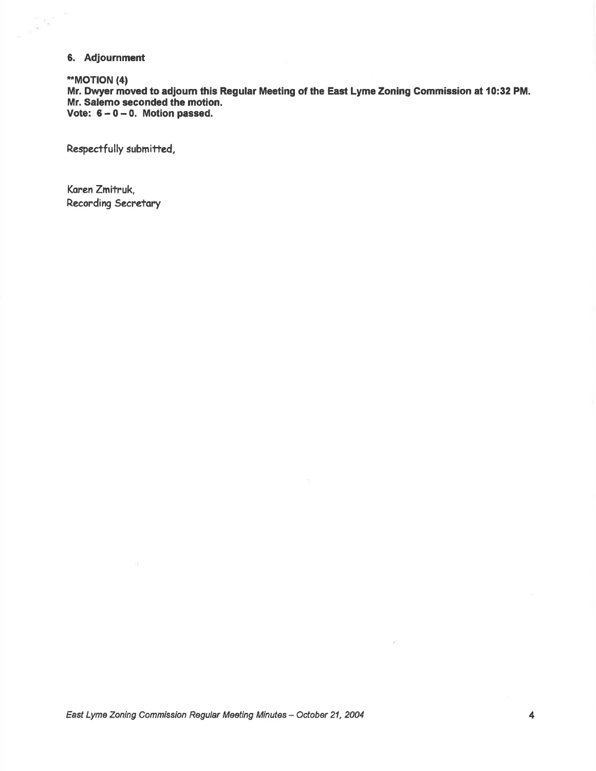### 6. Adjournment

**\*\*MOTION (4)
Mr. Dwyer moved to adjourn this Regular Meeting of the East Lyme Zoning Commission at 10:32 PM.
Mr. Salerno seconded the motion.
Vote: 6 – 0 – 0. Motion passed.**

Respectfully submitted,

Karen Zmitruk,
Recording Secretary